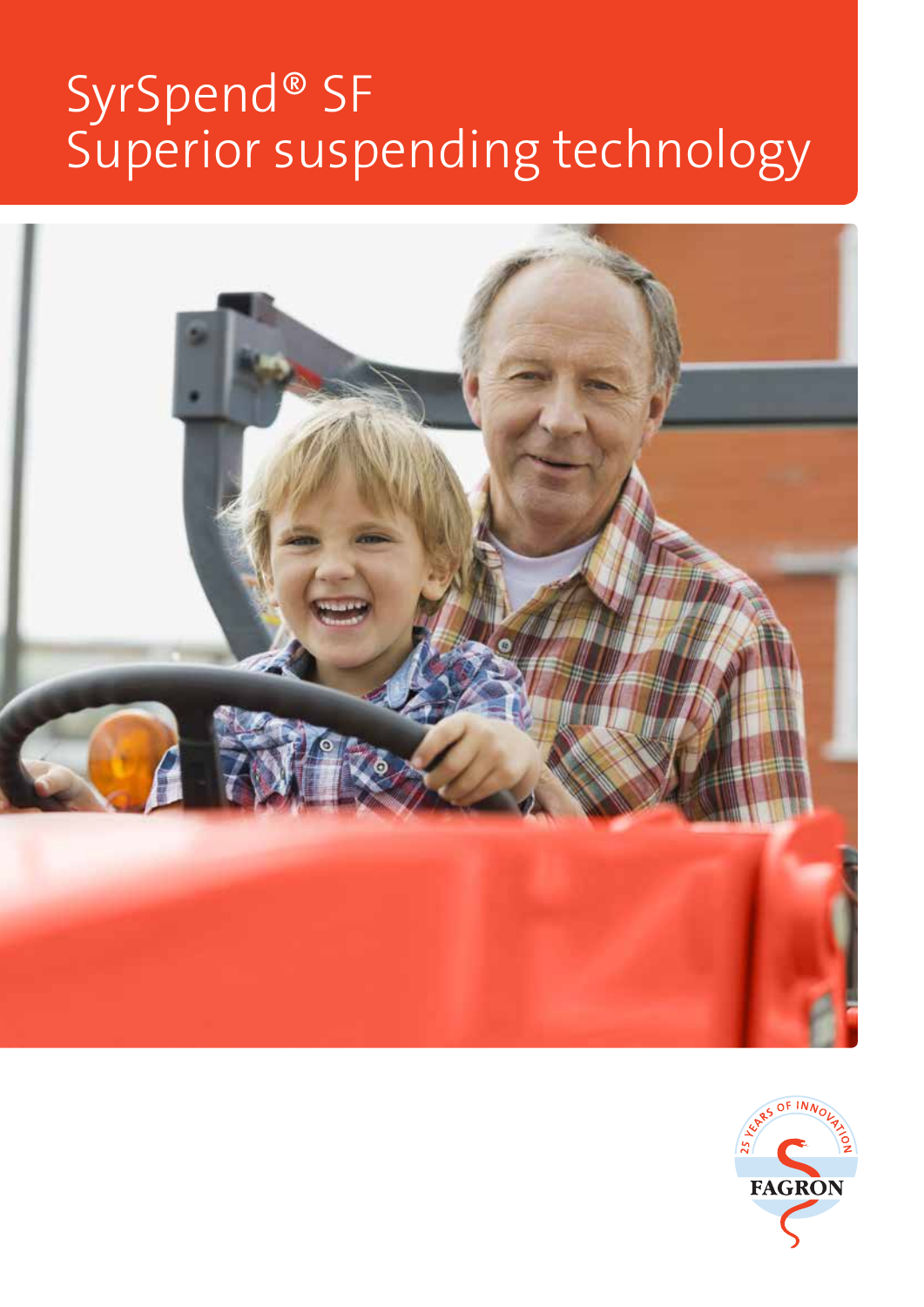# SyrSpend® SF
# Superior suspending technology

25 YEARS OF INNOVATION

FAGRON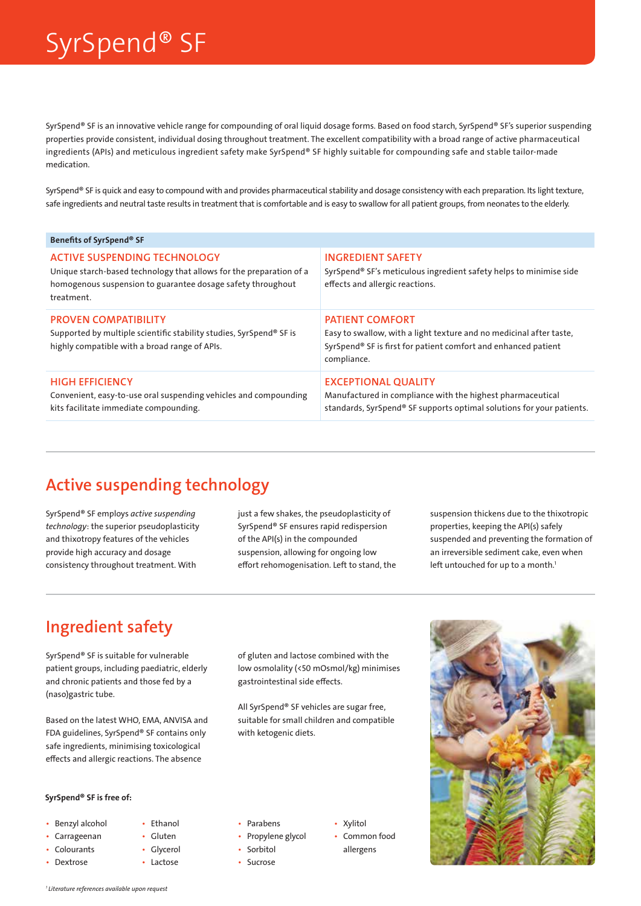# SyrSpend® SF

SyrSpend® SF is an innovative vehicle range for compounding of oral liquid dosage forms. Based on food starch, SyrSpend® SF's superior suspending properties provide consistent, individual dosing throughout treatment. The excellent compatibility with a broad range of active pharmaceutical ingredients (APIs) and meticulous ingredient safety make SyrSpend® SF highly suitable for compounding safe and stable tailor-made medication.

SyrSpend® SF is quick and easy to compound with and provides pharmaceutical stability and dosage consistency with each preparation. Its light texture, safe ingredients and neutral taste results in treatment that is comfortable and is easy to swallow for all patient groups, from neonates to the elderly.

| Benefits of SyrSpend® SF | |
|---|---|
| **ACTIVE SUSPENDING TECHNOLOGY**<br>Unique starch-based technology that allows for the preparation of a homogenous suspension to guarantee dosage safety throughout treatment. | **INGREDIENT SAFETY**<br>SyrSpend® SF's meticulous ingredient safety helps to minimise side effects and allergic reactions. |
| **PROVEN COMPATIBILITY**<br>Supported by multiple scientific stability studies, SyrSpend® SF is highly compatible with a broad range of APIs. | **PATIENT COMFORT**<br>Easy to swallow, with a light texture and no medicinal after taste, SyrSpend® SF is first for patient comfort and enhanced patient compliance. |
| **HIGH EFFICIENCY**<br>Convenient, easy-to-use oral suspending vehicles and compounding kits facilitate immediate compounding. | **EXCEPTIONAL QUALITY**<br>Manufactured in compliance with the highest pharmaceutical standards, SyrSpend® SF supports optimal solutions for your patients. |

## Active suspending technology

SyrSpend® SF employs *active suspending technology*: the superior pseudoplasticity and thixotropy features of the vehicles provide high accuracy and dosage consistency throughout treatment. With just a few shakes, the pseudoplasticity of SyrSpend® SF ensures rapid redispersion of the API(s) in the compounded suspension, allowing for ongoing low effort rehomogenisation. Left to stand, the suspension thickens due to the thixotropic properties, keeping the API(s) safely suspended and preventing the formation of an irreversible sediment cake, even when left untouched for up to a month.[1]

## Ingredient safety

SyrSpend® SF is suitable for vulnerable patient groups, including paediatric, elderly and chronic patients and those fed by a (naso)gastric tube.

Based on the latest WHO, EMA, ANVISA and FDA guidelines, SyrSpend® SF contains only safe ingredients, minimising toxicological effects and allergic reactions. The absence of gluten and lactose combined with the low osmolality (<50 mOsmol/kg) minimises gastrointestinal side effects.

All SyrSpend® SF vehicles are sugar free, suitable for small children and compatible with ketogenic diets.

**SyrSpend® SF is free of:**

- Benzyl alcohol
- Carrageenan
- Colourants
- Dextrose
- Ethanol
- Gluten
- Glycerol
- Lactose
- Parabens
- Propylene glycol
- Sorbitol
- Sucrose
- Xylitol
- Common food allergens

[1] *Literature references available upon request*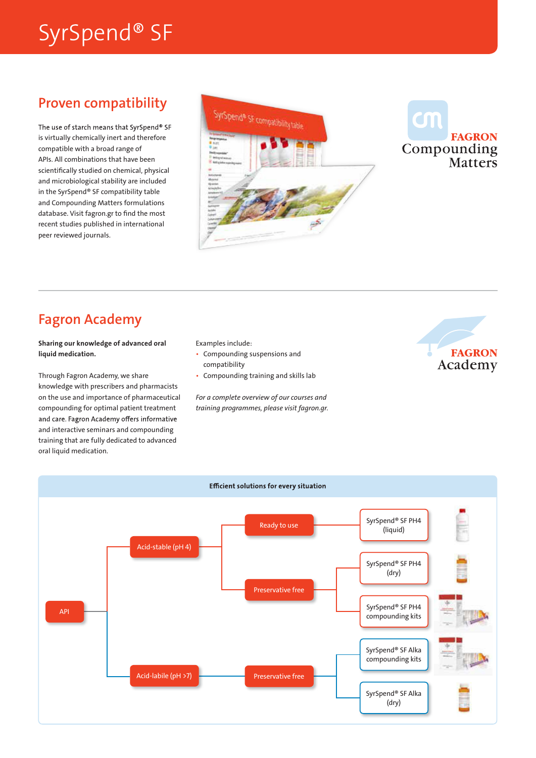# SyrSpend® SF

## Proven compatibility

The use of starch means that SyrSpend® SF is virtually chemically inert and therefore compatible with a broad range of APIs. All combinations that have been scientifically studied on chemical, physical and microbiological stability are included in the SyrSpend® SF compatibility table and Compounding Matters formulations database. Visit fagron.gr to find the most recent studies published in international peer reviewed journals.

FAGRON Compounding Matters

## Fagron Academy

**Sharing our knowledge of advanced oral liquid medication.**

Through Fagron Academy, we share knowledge with prescribers and pharmacists on the use and importance of pharmaceutical compounding for optimal patient treatment and care. Fagron Academy offers informative and interactive seminars and compounding training that are fully dedicated to advanced oral liquid medication.

Examples include:

- Compounding suspensions and compatibility
- Compounding training and skills lab

*For a complete overview of our courses and training programmes, please visit fagron.gr.*

FAGRON Academy

**Efficient solutions for every situation**

- API
  - Acid-stable (pH 4)
    - Ready to use
      - SyrSpend® SF PH4 (liquid)
    - Preservative free
      - SyrSpend® SF PH4 (dry)
      - SyrSpend® SF PH4 compounding kits
  - Acid-labile (pH >7)
    - Preservative free
      - SyrSpend® SF Alka compounding kits
      - SyrSpend® SF Alka (dry)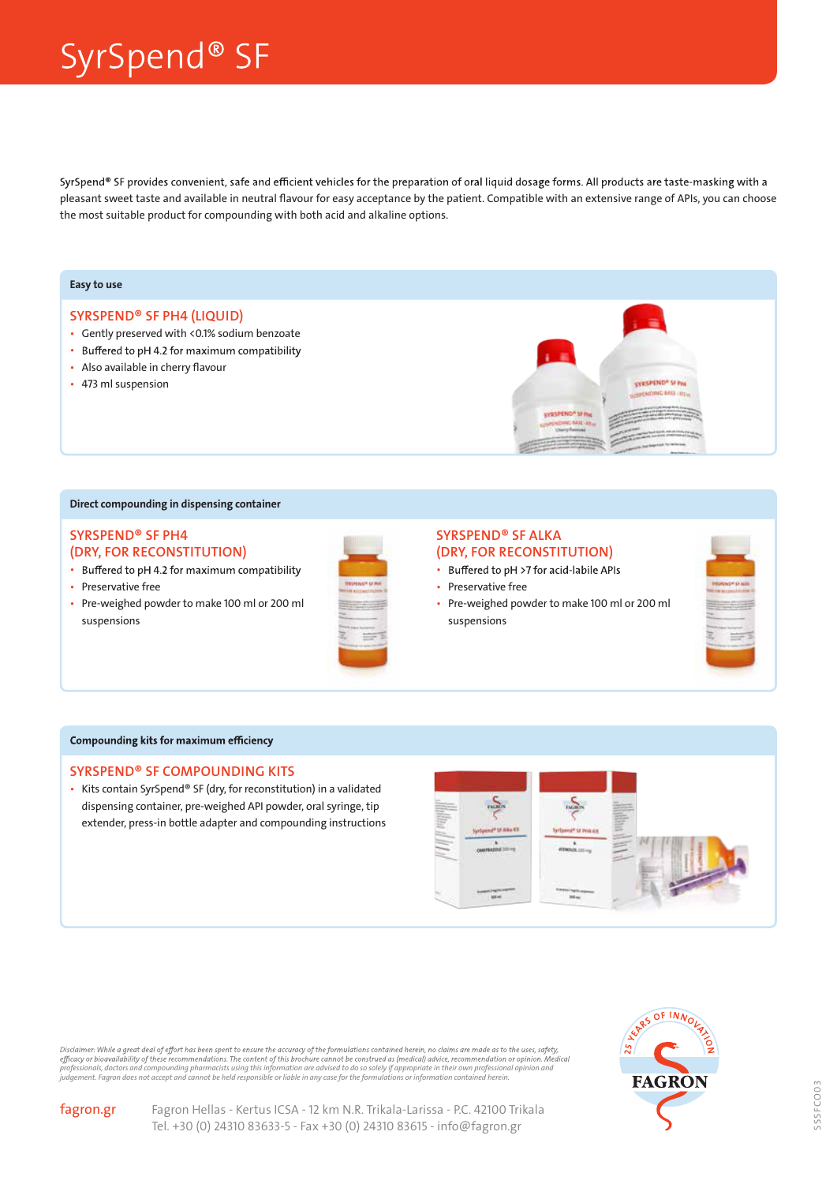# SyrSpend® SF

SyrSpend® SF provides convenient, safe and efficient vehicles for the preparation of oral liquid dosage forms. All products are taste-masking with a pleasant sweet taste and available in neutral flavour for easy acceptance by the patient. Compatible with an extensive range of APIs, you can choose the most suitable product for compounding with both acid and alkaline options.

## Easy to use

### SYRSPEND® SF PH4 (LIQUID)

- Gently preserved with <0.1% sodium benzoate
- Buffered to pH 4.2 for maximum compatibility
- Also available in cherry flavour
- 473 ml suspension

## Direct compounding in dispensing container

### SYRSPEND® SF PH4 (DRY, FOR RECONSTITUTION)

- Buffered to pH 4.2 for maximum compatibility
- Preservative free
- Pre-weighed powder to make 100 ml or 200 ml suspensions

### SYRSPEND® SF ALKA (DRY, FOR RECONSTITUTION)

- Buffered to pH >7 for acid-labile APIs
- Preservative free
- Pre-weighed powder to make 100 ml or 200 ml suspensions

## Compounding kits for maximum efficiency

### SYRSPEND® SF COMPOUNDING KITS

- Kits contain SyrSpend® SF (dry, for reconstitution) in a validated dispensing container, pre-weighed API powder, oral syringe, tip extender, press-in bottle adapter and compounding instructions

*Disclaimer: While a great deal of effort has been spent to ensure the accuracy of the formulations contained herein, no claims are made as to the uses, safety, efficacy or bioavailability of these recommendations. The content of this brochure cannot be construed as (medical) advice, recommendation or opinion. Medical professionals, doctors and compounding pharmacists using this information are advised to do so solely if appropriate in their own professional opinion and judgement. Fagron does not accept and cannot be held responsible or liable in any case for the formulations or information contained herein.*

25 YEARS OF INNOVATION FAGRON

fagron.gr

Fagron Hellas - Kertus ICSA - 12 km N.R. Trikala-Larissa - P.C. 42100 Trikala
Tel. +30 (0) 24310 83633-5 - Fax +30 (0) 24310 83615 - info@fagron.gr

SSSFC003